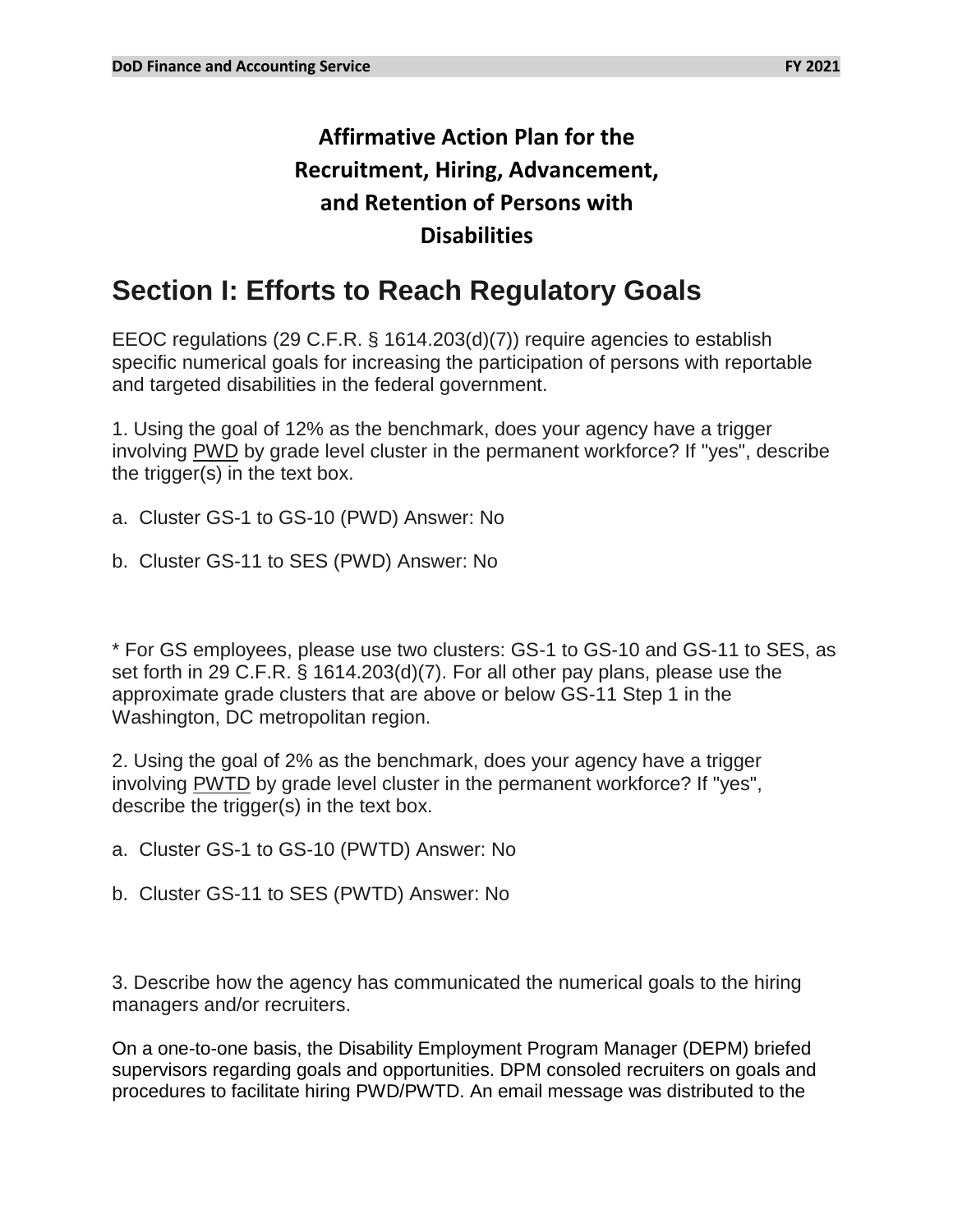# Affirmative Action Plan for the Recruitment, Hiring, Advancement, and Retention of Persons with Disabilities

## Section I: Efforts to Reach Regulatory Goals

EEOC regulations (29 C.F.R. § 1614.203(d)(7)) require agencies to establish specific numerical goals for increasing the participation of persons with reportable and targeted disabilities in the federal government.

1. Using the goal of 12% as the benchmark, does your agency have a trigger involving PWD by grade level cluster in the permanent workforce? If "yes", describe the trigger(s) in the text box.

a. Cluster GS-1 to GS-10 (PWD) Answer: No

b. Cluster GS-11 to SES (PWD) Answer: No

* For GS employees, please use two clusters: GS-1 to GS-10 and GS-11 to SES, as set forth in 29 C.F.R. § 1614.203(d)(7). For all other pay plans, please use the approximate grade clusters that are above or below GS-11 Step 1 in the Washington, DC metropolitan region.

2. Using the goal of 2% as the benchmark, does your agency have a trigger involving PWTD by grade level cluster in the permanent workforce? If "yes", describe the trigger(s) in the text box.

a. Cluster GS-1 to GS-10 (PWTD) Answer: No

b. Cluster GS-11 to SES (PWTD) Answer: No

3. Describe how the agency has communicated the numerical goals to the hiring managers and/or recruiters.

On a one-to-one basis, the Disability Employment Program Manager (DEPM) briefed supervisors regarding goals and opportunities. DPM consoled recruiters on goals and procedures to facilitate hiring PWD/PWTD. An email message was distributed to the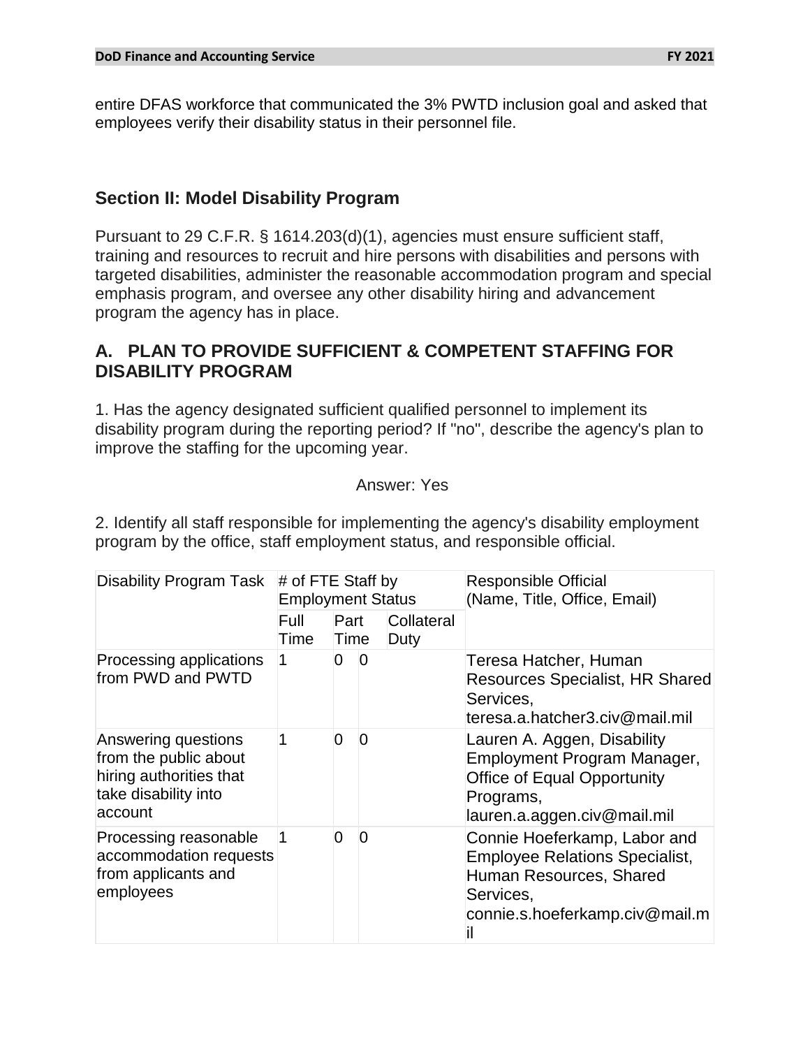entire DFAS workforce that communicated the 3% PWTD inclusion goal and asked that employees verify their disability status in their personnel file.

## Section II: Model Disability Program

Pursuant to 29 C.F.R. § 1614.203(d)(1), agencies must ensure sufficient staff, training and resources to recruit and hire persons with disabilities and persons with targeted disabilities, administer the reasonable accommodation program and special emphasis program, and oversee any other disability hiring and advancement program the agency has in place.

## A. PLAN TO PROVIDE SUFFICIENT & COMPETENT STAFFING FOR DISABILITY PROGRAM

1. Has the agency designated sufficient qualified personnel to implement its disability program during the reporting period? If "no", describe the agency's plan to improve the staffing for the upcoming year.

Answer: Yes

2. Identify all staff responsible for implementing the agency's disability employment program by the office, staff employment status, and responsible official.

| Disability Program Task | # of FTE Staff by Employment Status | | | Responsible Official (Name, Title, Office, Email) |
|---|---|---|---|---|
| | Full Time | Part Time | Collateral Duty | |
| Processing applications from PWD and PWTD | 1 | 0 | 0 | Teresa Hatcher, Human Resources Specialist, HR Shared Services, teresa.a.hatcher3.civ@mail.mil |
| Answering questions from the public about hiring authorities that take disability into account | 1 | 0 | 0 | Lauren A. Aggen, Disability Employment Program Manager, Office of Equal Opportunity Programs, lauren.a.aggen.civ@mail.mil |
| Processing reasonable accommodation requests from applicants and employees | 1 | 0 | 0 | Connie Hoeferkamp, Labor and Employee Relations Specialist, Human Resources, Shared Services, connie.s.hoeferkamp.civ@mail.mil |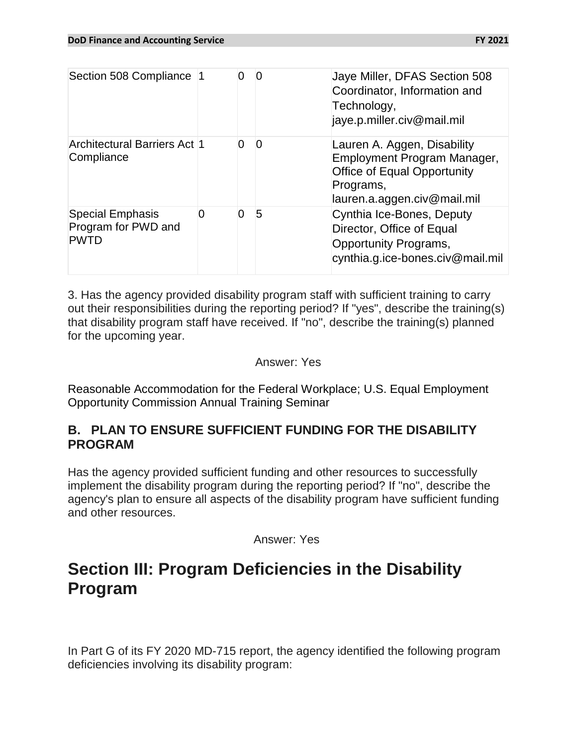| Section 508 Compliance | 1 | 0 | 0 | Jaye Miller, DFAS Section 508 Coordinator, Information and Technology, jaye.p.miller.civ@mail.mil |
|---|---|---|---|---|
| Architectural Barriers Act Compliance | 1 | 0 | 0 | Lauren A. Aggen, Disability Employment Program Manager, Office of Equal Opportunity Programs, lauren.a.aggen.civ@mail.mil |
| Special Emphasis Program for PWD and PWTD | 0 | 0 | 5 | Cynthia Ice-Bones, Deputy Director, Office of Equal Opportunity Programs, cynthia.g.ice-bones.civ@mail.mil |

3. Has the agency provided disability program staff with sufficient training to carry out their responsibilities during the reporting period? If "yes", describe the training(s) that disability program staff have received. If "no", describe the training(s) planned for the upcoming year.

Answer: Yes

Reasonable Accommodation for the Federal Workplace; U.S. Equal Employment Opportunity Commission Annual Training Seminar

### B. PLAN TO ENSURE SUFFICIENT FUNDING FOR THE DISABILITY PROGRAM

Has the agency provided sufficient funding and other resources to successfully implement the disability program during the reporting period? If "no", describe the agency's plan to ensure all aspects of the disability program have sufficient funding and other resources.

Answer: Yes

# Section III: Program Deficiencies in the Disability Program

In Part G of its FY 2020 MD-715 report, the agency identified the following program deficiencies involving its disability program: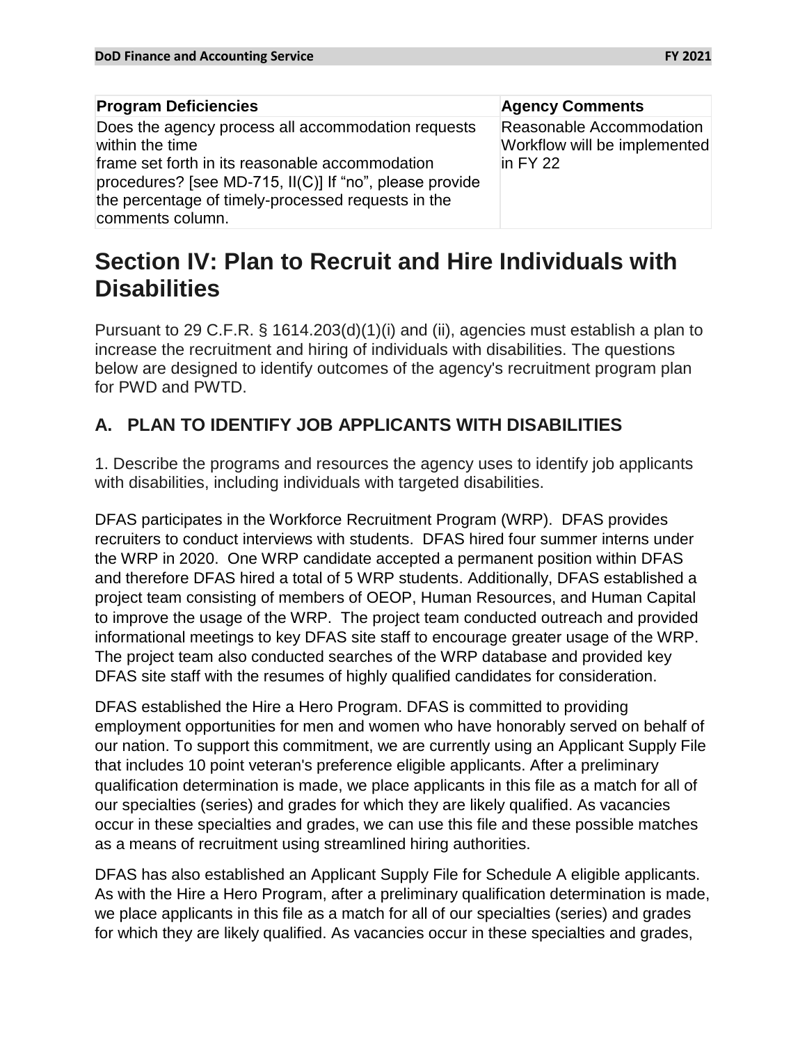| Program Deficiencies | Agency Comments |
|---|---|
| Does the agency process all accommodation requests within the time frame set forth in its reasonable accommodation procedures? [see MD-715, II(C)] If "no", please provide the percentage of timely-processed requests in the comments column. | Reasonable Accommodation Workflow will be implemented in FY 22 |

# Section IV: Plan to Recruit and Hire Individuals with Disabilities

Pursuant to 29 C.F.R. § 1614.203(d)(1)(i) and (ii), agencies must establish a plan to increase the recruitment and hiring of individuals with disabilities. The questions below are designed to identify outcomes of the agency's recruitment program plan for PWD and PWTD.

## A. PLAN TO IDENTIFY JOB APPLICANTS WITH DISABILITIES

1. Describe the programs and resources the agency uses to identify job applicants with disabilities, including individuals with targeted disabilities.

DFAS participates in the Workforce Recruitment Program (WRP). DFAS provides recruiters to conduct interviews with students. DFAS hired four summer interns under the WRP in 2020. One WRP candidate accepted a permanent position within DFAS and therefore DFAS hired a total of 5 WRP students. Additionally, DFAS established a project team consisting of members of OEOP, Human Resources, and Human Capital to improve the usage of the WRP. The project team conducted outreach and provided informational meetings to key DFAS site staff to encourage greater usage of the WRP. The project team also conducted searches of the WRP database and provided key DFAS site staff with the resumes of highly qualified candidates for consideration.

DFAS established the Hire a Hero Program. DFAS is committed to providing employment opportunities for men and women who have honorably served on behalf of our nation. To support this commitment, we are currently using an Applicant Supply File that includes 10 point veteran's preference eligible applicants. After a preliminary qualification determination is made, we place applicants in this file as a match for all of our specialties (series) and grades for which they are likely qualified. As vacancies occur in these specialties and grades, we can use this file and these possible matches as a means of recruitment using streamlined hiring authorities.

DFAS has also established an Applicant Supply File for Schedule A eligible applicants. As with the Hire a Hero Program, after a preliminary qualification determination is made, we place applicants in this file as a match for all of our specialties (series) and grades for which they are likely qualified. As vacancies occur in these specialties and grades,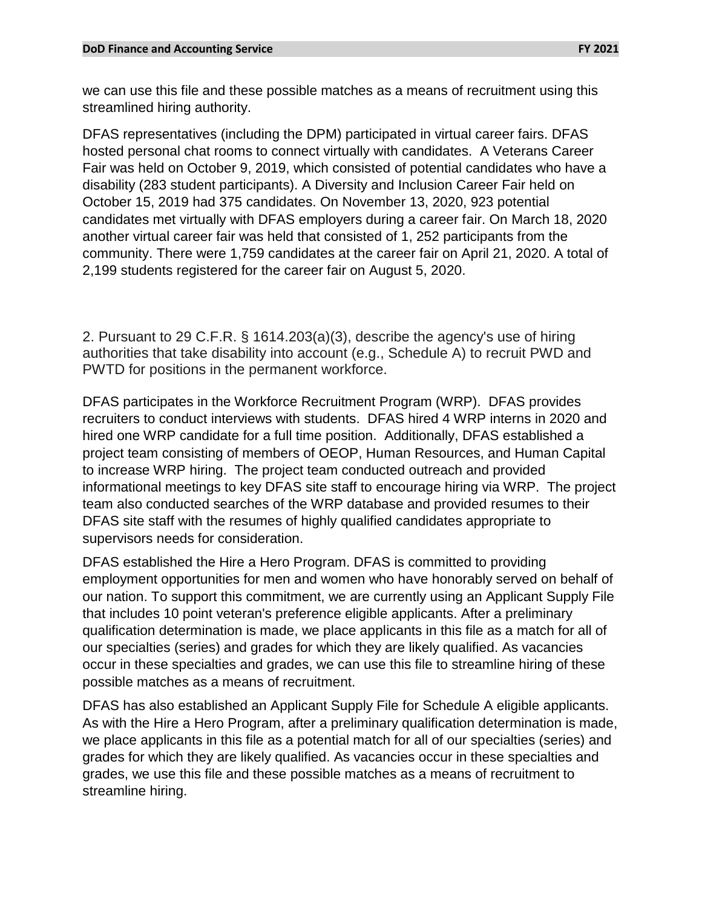we can use this file and these possible matches as a means of recruitment using this streamlined hiring authority.

DFAS representatives (including the DPM) participated in virtual career fairs. DFAS hosted personal chat rooms to connect virtually with candidates. A Veterans Career Fair was held on October 9, 2019, which consisted of potential candidates who have a disability (283 student participants). A Diversity and Inclusion Career Fair held on October 15, 2019 had 375 candidates. On November 13, 2020, 923 potential candidates met virtually with DFAS employers during a career fair. On March 18, 2020 another virtual career fair was held that consisted of 1, 252 participants from the community. There were 1,759 candidates at the career fair on April 21, 2020. A total of 2,199 students registered for the career fair on August 5, 2020.

2. Pursuant to 29 C.F.R. § 1614.203(a)(3), describe the agency's use of hiring authorities that take disability into account (e.g., Schedule A) to recruit PWD and PWTD for positions in the permanent workforce.

DFAS participates in the Workforce Recruitment Program (WRP). DFAS provides recruiters to conduct interviews with students. DFAS hired 4 WRP interns in 2020 and hired one WRP candidate for a full time position. Additionally, DFAS established a project team consisting of members of OEOP, Human Resources, and Human Capital to increase WRP hiring. The project team conducted outreach and provided informational meetings to key DFAS site staff to encourage hiring via WRP. The project team also conducted searches of the WRP database and provided resumes to their DFAS site staff with the resumes of highly qualified candidates appropriate to supervisors needs for consideration.

DFAS established the Hire a Hero Program. DFAS is committed to providing employment opportunities for men and women who have honorably served on behalf of our nation. To support this commitment, we are currently using an Applicant Supply File that includes 10 point veteran's preference eligible applicants. After a preliminary qualification determination is made, we place applicants in this file as a match for all of our specialties (series) and grades for which they are likely qualified. As vacancies occur in these specialties and grades, we can use this file to streamline hiring of these possible matches as a means of recruitment.

DFAS has also established an Applicant Supply File for Schedule A eligible applicants. As with the Hire a Hero Program, after a preliminary qualification determination is made, we place applicants in this file as a potential match for all of our specialties (series) and grades for which they are likely qualified. As vacancies occur in these specialties and grades, we use this file and these possible matches as a means of recruitment to streamline hiring.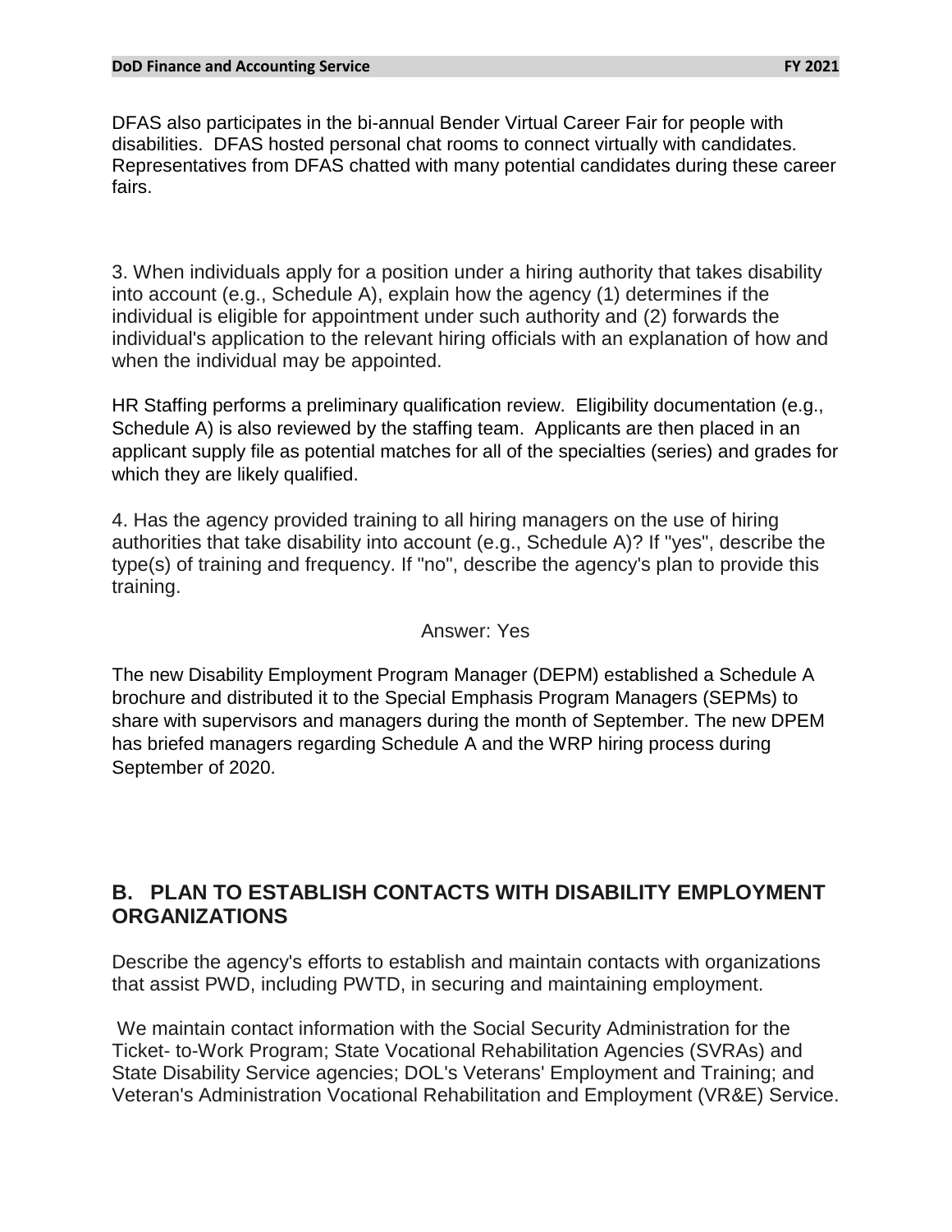DFAS also participates in the bi-annual Bender Virtual Career Fair for people with disabilities. DFAS hosted personal chat rooms to connect virtually with candidates. Representatives from DFAS chatted with many potential candidates during these career fairs.

3. When individuals apply for a position under a hiring authority that takes disability into account (e.g., Schedule A), explain how the agency (1) determines if the individual is eligible for appointment under such authority and (2) forwards the individual's application to the relevant hiring officials with an explanation of how and when the individual may be appointed.

HR Staffing performs a preliminary qualification review. Eligibility documentation (e.g., Schedule A) is also reviewed by the staffing team. Applicants are then placed in an applicant supply file as potential matches for all of the specialties (series) and grades for which they are likely qualified.

4. Has the agency provided training to all hiring managers on the use of hiring authorities that take disability into account (e.g., Schedule A)? If "yes", describe the type(s) of training and frequency. If "no", describe the agency's plan to provide this training.

Answer: Yes

The new Disability Employment Program Manager (DEPM) established a Schedule A brochure and distributed it to the Special Emphasis Program Managers (SEPMs) to share with supervisors and managers during the month of September. The new DPEM has briefed managers regarding Schedule A and the WRP hiring process during September of 2020.

## B. PLAN TO ESTABLISH CONTACTS WITH DISABILITY EMPLOYMENT ORGANIZATIONS

Describe the agency's efforts to establish and maintain contacts with organizations that assist PWD, including PWTD, in securing and maintaining employment.

We maintain contact information with the Social Security Administration for the Ticket- to-Work Program; State Vocational Rehabilitation Agencies (SVRAs) and State Disability Service agencies; DOL's Veterans' Employment and Training; and Veteran's Administration Vocational Rehabilitation and Employment (VR&E) Service.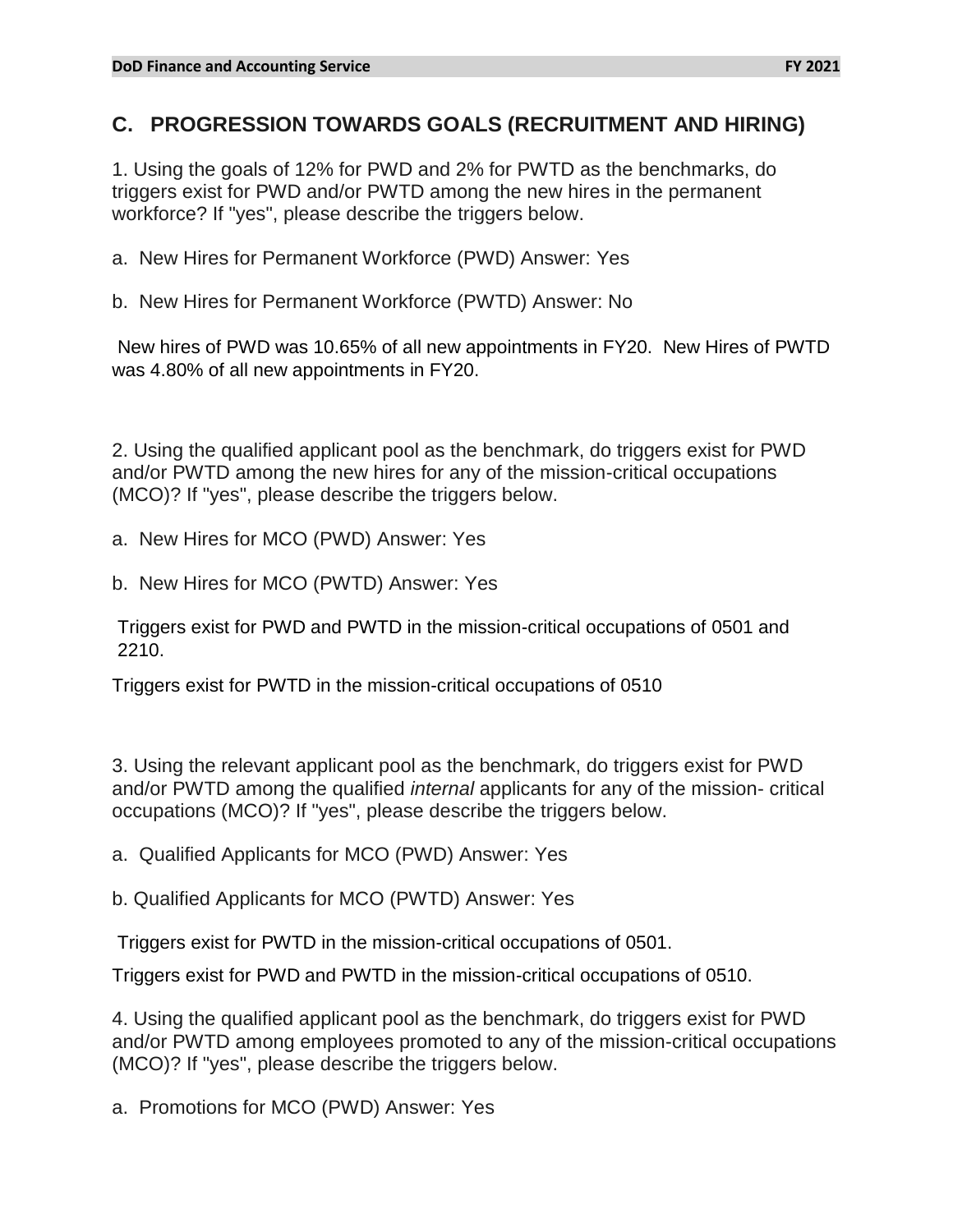## C. PROGRESSION TOWARDS GOALS (RECRUITMENT AND HIRING)

1. Using the goals of 12% for PWD and 2% for PWTD as the benchmarks, do triggers exist for PWD and/or PWTD among the new hires in the permanent workforce? If "yes", please describe the triggers below.

a. New Hires for Permanent Workforce (PWD) Answer: Yes

b. New Hires for Permanent Workforce (PWTD) Answer: No

New hires of PWD was 10.65% of all new appointments in FY20. New Hires of PWTD was 4.80% of all new appointments in FY20.

2. Using the qualified applicant pool as the benchmark, do triggers exist for PWD and/or PWTD among the new hires for any of the mission-critical occupations (MCO)? If "yes", please describe the triggers below.

a. New Hires for MCO (PWD) Answer: Yes

b. New Hires for MCO (PWTD) Answer: Yes

Triggers exist for PWD and PWTD in the mission-critical occupations of 0501 and 2210.

Triggers exist for PWTD in the mission-critical occupations of 0510

3. Using the relevant applicant pool as the benchmark, do triggers exist for PWD and/or PWTD among the qualified *internal* applicants for any of the mission- critical occupations (MCO)? If "yes", please describe the triggers below.

a. Qualified Applicants for MCO (PWD) Answer: Yes

b. Qualified Applicants for MCO (PWTD) Answer: Yes

Triggers exist for PWTD in the mission-critical occupations of 0501.

Triggers exist for PWD and PWTD in the mission-critical occupations of 0510.

4. Using the qualified applicant pool as the benchmark, do triggers exist for PWD and/or PWTD among employees promoted to any of the mission-critical occupations (MCO)? If "yes", please describe the triggers below.

a. Promotions for MCO (PWD) Answer: Yes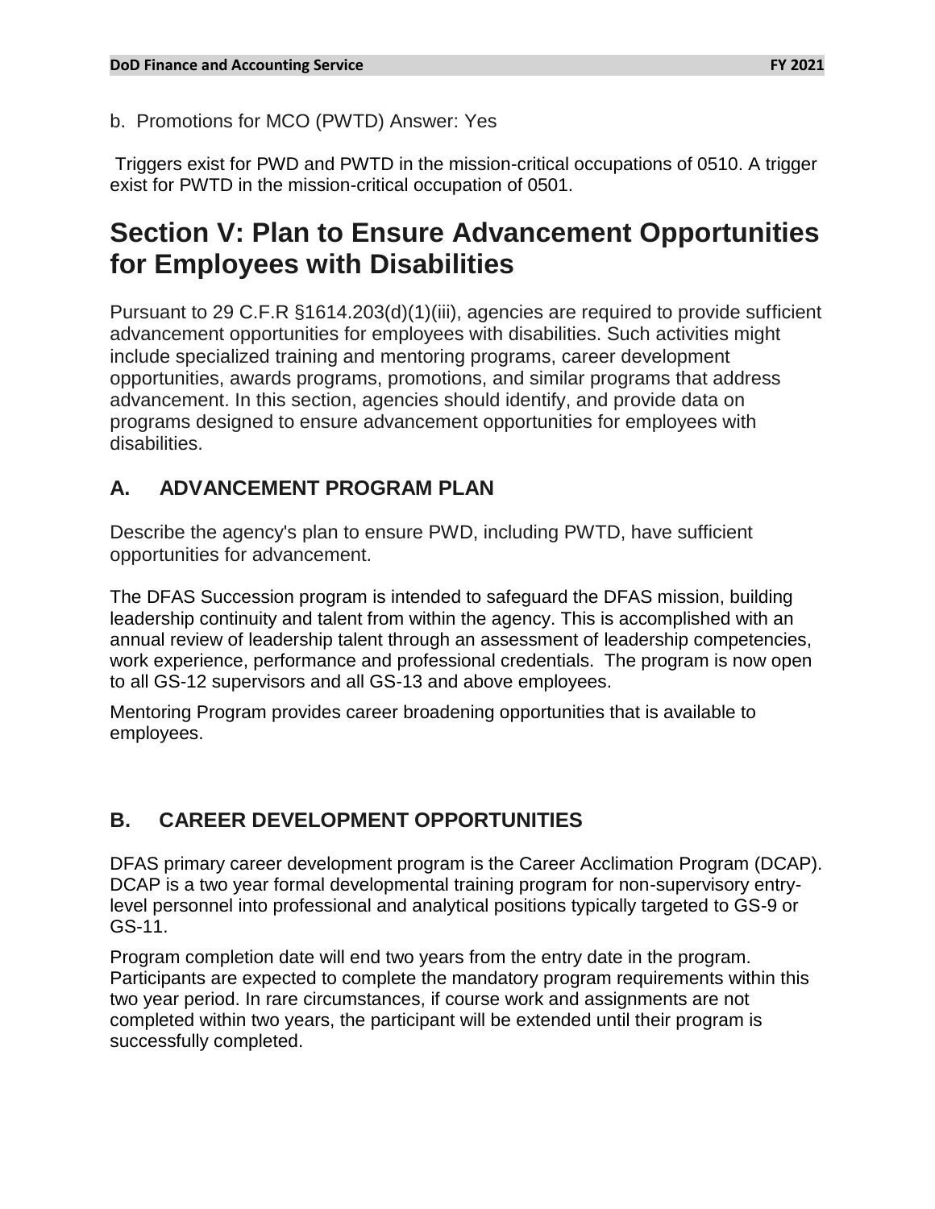b. Promotions for MCO (PWTD) Answer: Yes

Triggers exist for PWD and PWTD in the mission-critical occupations of 0510. A trigger exist for PWTD in the mission-critical occupation of 0501.

# Section V: Plan to Ensure Advancement Opportunities for Employees with Disabilities

Pursuant to 29 C.F.R §1614.203(d)(1)(iii), agencies are required to provide sufficient advancement opportunities for employees with disabilities. Such activities might include specialized training and mentoring programs, career development opportunities, awards programs, promotions, and similar programs that address advancement. In this section, agencies should identify, and provide data on programs designed to ensure advancement opportunities for employees with disabilities.

## A. ADVANCEMENT PROGRAM PLAN

Describe the agency's plan to ensure PWD, including PWTD, have sufficient opportunities for advancement.

The DFAS Succession program is intended to safeguard the DFAS mission, building leadership continuity and talent from within the agency. This is accomplished with an annual review of leadership talent through an assessment of leadership competencies, work experience, performance and professional credentials. The program is now open to all GS-12 supervisors and all GS-13 and above employees.

Mentoring Program provides career broadening opportunities that is available to employees.

## B. CAREER DEVELOPMENT OPPORTUNITIES

DFAS primary career development program is the Career Acclimation Program (DCAP). DCAP is a two year formal developmental training program for non-supervisory entry-level personnel into professional and analytical positions typically targeted to GS-9 or GS-11.

Program completion date will end two years from the entry date in the program. Participants are expected to complete the mandatory program requirements within this two year period. In rare circumstances, if course work and assignments are not completed within two years, the participant will be extended until their program is successfully completed.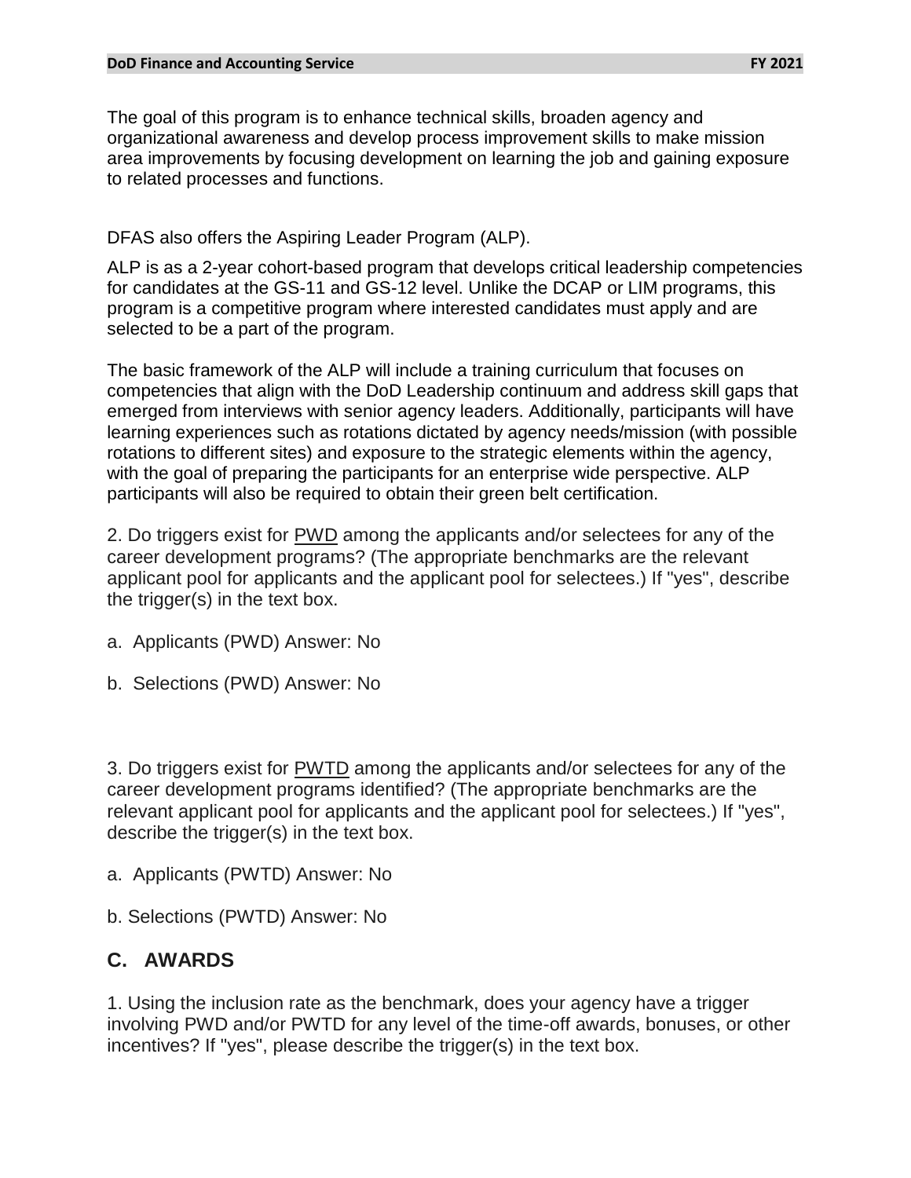The goal of this program is to enhance technical skills, broaden agency and organizational awareness and develop process improvement skills to make mission area improvements by focusing development on learning the job and gaining exposure to related processes and functions.

DFAS also offers the Aspiring Leader Program (ALP).

ALP is as a 2-year cohort-based program that develops critical leadership competencies for candidates at the GS-11 and GS-12 level. Unlike the DCAP or LIM programs, this program is a competitive program where interested candidates must apply and are selected to be a part of the program.

The basic framework of the ALP will include a training curriculum that focuses on competencies that align with the DoD Leadership continuum and address skill gaps that emerged from interviews with senior agency leaders. Additionally, participants will have learning experiences such as rotations dictated by agency needs/mission (with possible rotations to different sites) and exposure to the strategic elements within the agency, with the goal of preparing the participants for an enterprise wide perspective. ALP participants will also be required to obtain their green belt certification.

2. Do triggers exist for PWD among the applicants and/or selectees for any of the career development programs? (The appropriate benchmarks are the relevant applicant pool for applicants and the applicant pool for selectees.) If "yes", describe the trigger(s) in the text box.

a. Applicants (PWD) Answer: No

b. Selections (PWD) Answer: No

3. Do triggers exist for PWTD among the applicants and/or selectees for any of the career development programs identified? (The appropriate benchmarks are the relevant applicant pool for applicants and the applicant pool for selectees.) If "yes", describe the trigger(s) in the text box.

a. Applicants (PWTD) Answer: No

b. Selections (PWTD) Answer: No

## C. AWARDS

1. Using the inclusion rate as the benchmark, does your agency have a trigger involving PWD and/or PWTD for any level of the time-off awards, bonuses, or other incentives? If "yes", please describe the trigger(s) in the text box.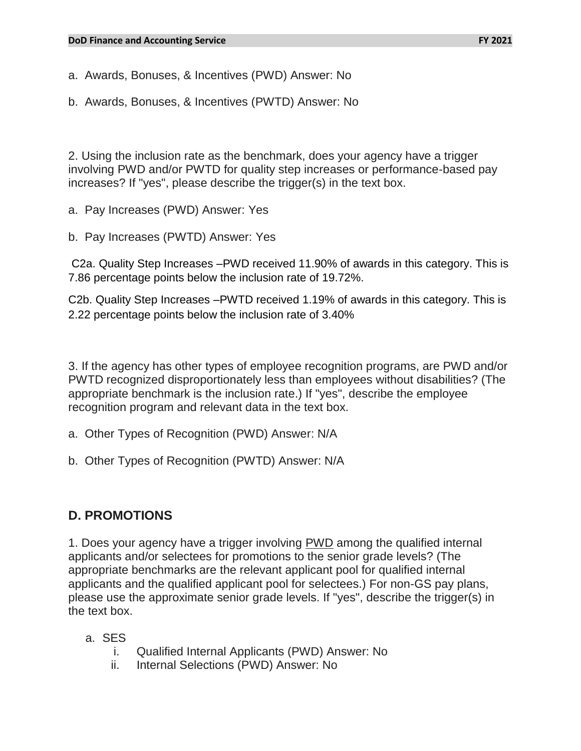a. Awards, Bonuses, & Incentives (PWD) Answer: No

b. Awards, Bonuses, & Incentives (PWTD) Answer: No

2. Using the inclusion rate as the benchmark, does your agency have a trigger involving PWD and/or PWTD for quality step increases or performance-based pay increases? If "yes", please describe the trigger(s) in the text box.

a. Pay Increases (PWD) Answer: Yes

b. Pay Increases (PWTD) Answer: Yes

C2a. Quality Step Increases –PWD received 11.90% of awards in this category. This is 7.86 percentage points below the inclusion rate of 19.72%.

C2b. Quality Step Increases –PWTD received 1.19% of awards in this category. This is 2.22 percentage points below the inclusion rate of 3.40%

3. If the agency has other types of employee recognition programs, are PWD and/or PWTD recognized disproportionately less than employees without disabilities? (The appropriate benchmark is the inclusion rate.) If "yes", describe the employee recognition program and relevant data in the text box.

a. Other Types of Recognition (PWD) Answer: N/A

b. Other Types of Recognition (PWTD) Answer: N/A

## D. PROMOTIONS

1. Does your agency have a trigger involving <u>PWD</u> among the qualified internal applicants and/or selectees for promotions to the senior grade levels? (The appropriate benchmarks are the relevant applicant pool for qualified internal applicants and the qualified applicant pool for selectees.) For non-GS pay plans, please use the approximate senior grade levels. If "yes", describe the trigger(s) in the text box.

a. SES
   i. Qualified Internal Applicants (PWD) Answer: No
   ii. Internal Selections (PWD) Answer: No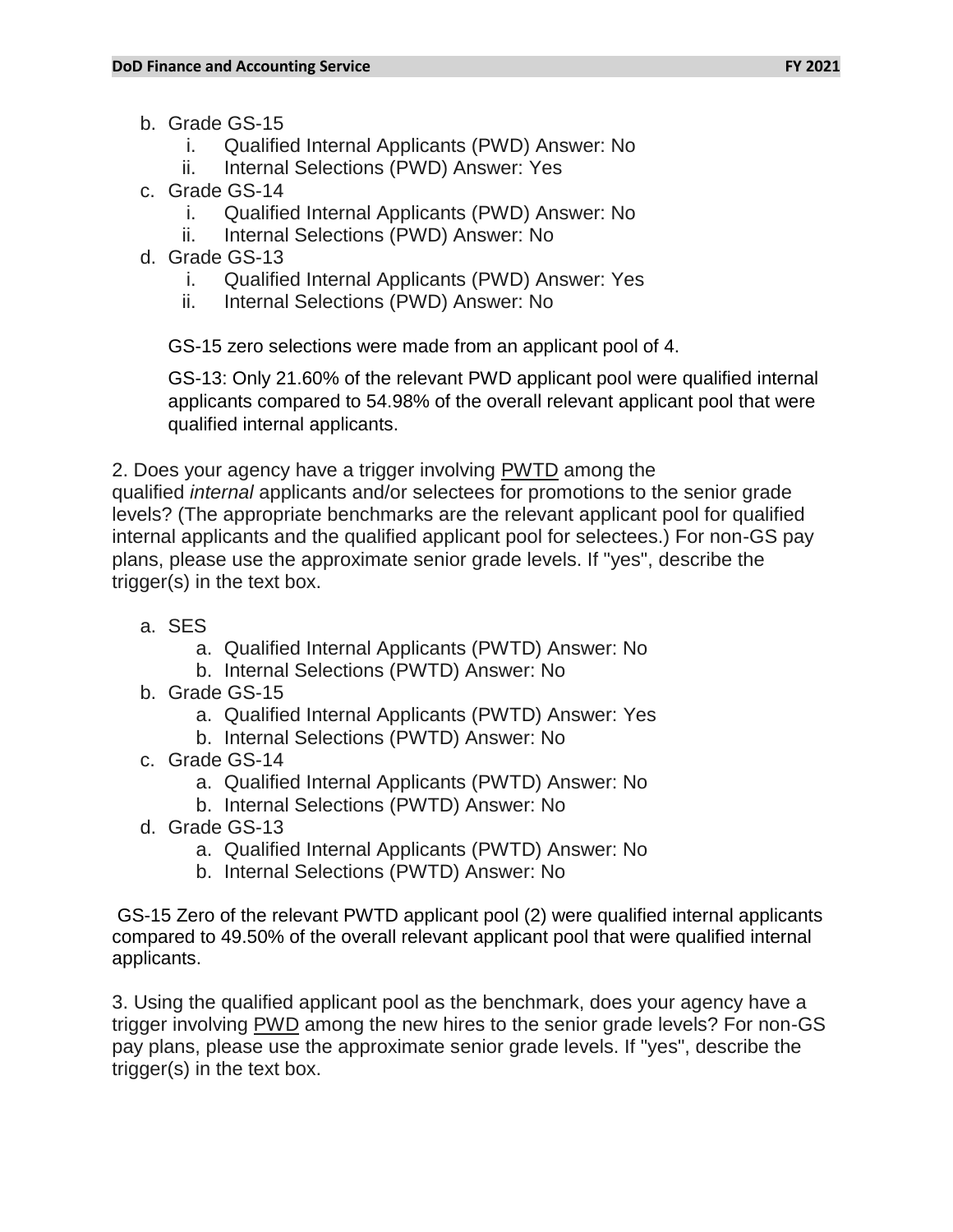b. Grade GS-15
   i. Qualified Internal Applicants (PWD) Answer: No
   ii. Internal Selections (PWD) Answer: Yes
c. Grade GS-14
   i. Qualified Internal Applicants (PWD) Answer: No
   ii. Internal Selections (PWD) Answer: No
d. Grade GS-13
   i. Qualified Internal Applicants (PWD) Answer: Yes
   ii. Internal Selections (PWD) Answer: No

GS-15 zero selections were made from an applicant pool of 4.

GS-13: Only 21.60% of the relevant PWD applicant pool were qualified internal applicants compared to 54.98% of the overall relevant applicant pool that were qualified internal applicants.

2. Does your agency have a trigger involving PWTD among the qualified *internal* applicants and/or selectees for promotions to the senior grade levels? (The appropriate benchmarks are the relevant applicant pool for qualified internal applicants and the qualified applicant pool for selectees.) For non-GS pay plans, please use the approximate senior grade levels. If "yes", describe the trigger(s) in the text box.

a. SES
   a. Qualified Internal Applicants (PWTD) Answer: No
   b. Internal Selections (PWTD) Answer: No
b. Grade GS-15
   a. Qualified Internal Applicants (PWTD) Answer: Yes
   b. Internal Selections (PWTD) Answer: No
c. Grade GS-14
   a. Qualified Internal Applicants (PWTD) Answer: No
   b. Internal Selections (PWTD) Answer: No
d. Grade GS-13
   a. Qualified Internal Applicants (PWTD) Answer: No
   b. Internal Selections (PWTD) Answer: No

GS-15 Zero of the relevant PWTD applicant pool (2) were qualified internal applicants compared to 49.50% of the overall relevant applicant pool that were qualified internal applicants.

3. Using the qualified applicant pool as the benchmark, does your agency have a trigger involving PWD among the new hires to the senior grade levels? For non-GS pay plans, please use the approximate senior grade levels. If "yes", describe the trigger(s) in the text box.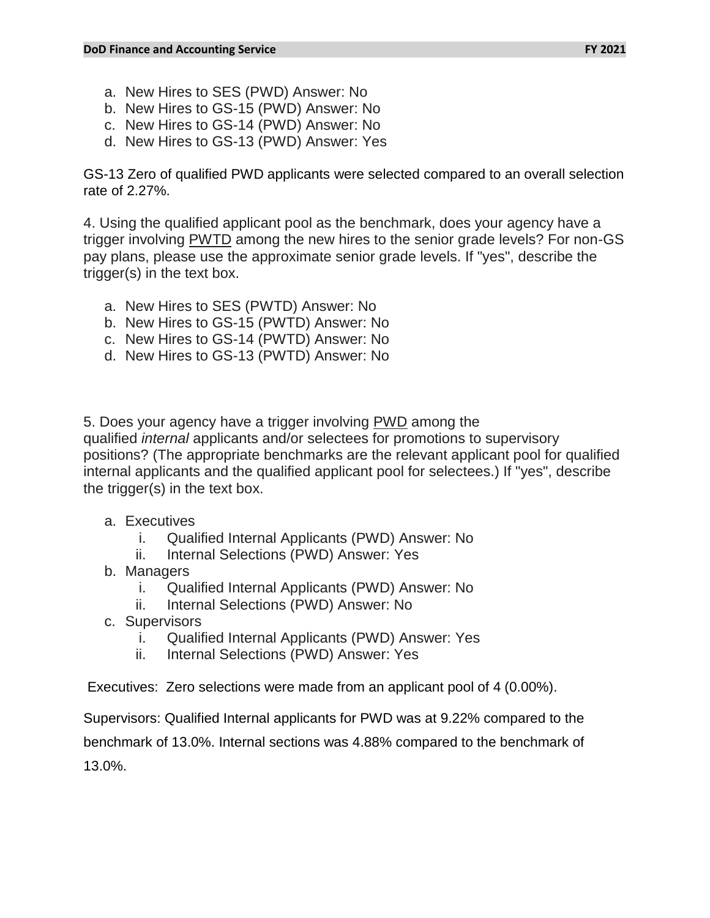a. New Hires to SES (PWD) Answer: No
b. New Hires to GS-15 (PWD) Answer: No
c. New Hires to GS-14 (PWD) Answer: No
d. New Hires to GS-13 (PWD) Answer: Yes

GS-13 Zero of qualified PWD applicants were selected compared to an overall selection rate of 2.27%.

4. Using the qualified applicant pool as the benchmark, does your agency have a trigger involving PWTD among the new hires to the senior grade levels? For non-GS pay plans, please use the approximate senior grade levels. If "yes", describe the trigger(s) in the text box.

a. New Hires to SES (PWTD) Answer: No
b. New Hires to GS-15 (PWTD) Answer: No
c. New Hires to GS-14 (PWTD) Answer: No
d. New Hires to GS-13 (PWTD) Answer: No

5. Does your agency have a trigger involving PWD among the qualified *internal* applicants and/or selectees for promotions to supervisory positions? (The appropriate benchmarks are the relevant applicant pool for qualified internal applicants and the qualified applicant pool for selectees.) If "yes", describe the trigger(s) in the text box.

a. Executives
    i. Qualified Internal Applicants (PWD) Answer: No
    ii. Internal Selections (PWD) Answer: Yes
b. Managers
    i. Qualified Internal Applicants (PWD) Answer: No
    ii. Internal Selections (PWD) Answer: No
c. Supervisors
    i. Qualified Internal Applicants (PWD) Answer: Yes
    ii. Internal Selections (PWD) Answer: Yes

Executives: Zero selections were made from an applicant pool of 4 (0.00%).

Supervisors: Qualified Internal applicants for PWD was at 9.22% compared to the benchmark of 13.0%. Internal sections was 4.88% compared to the benchmark of 13.0%.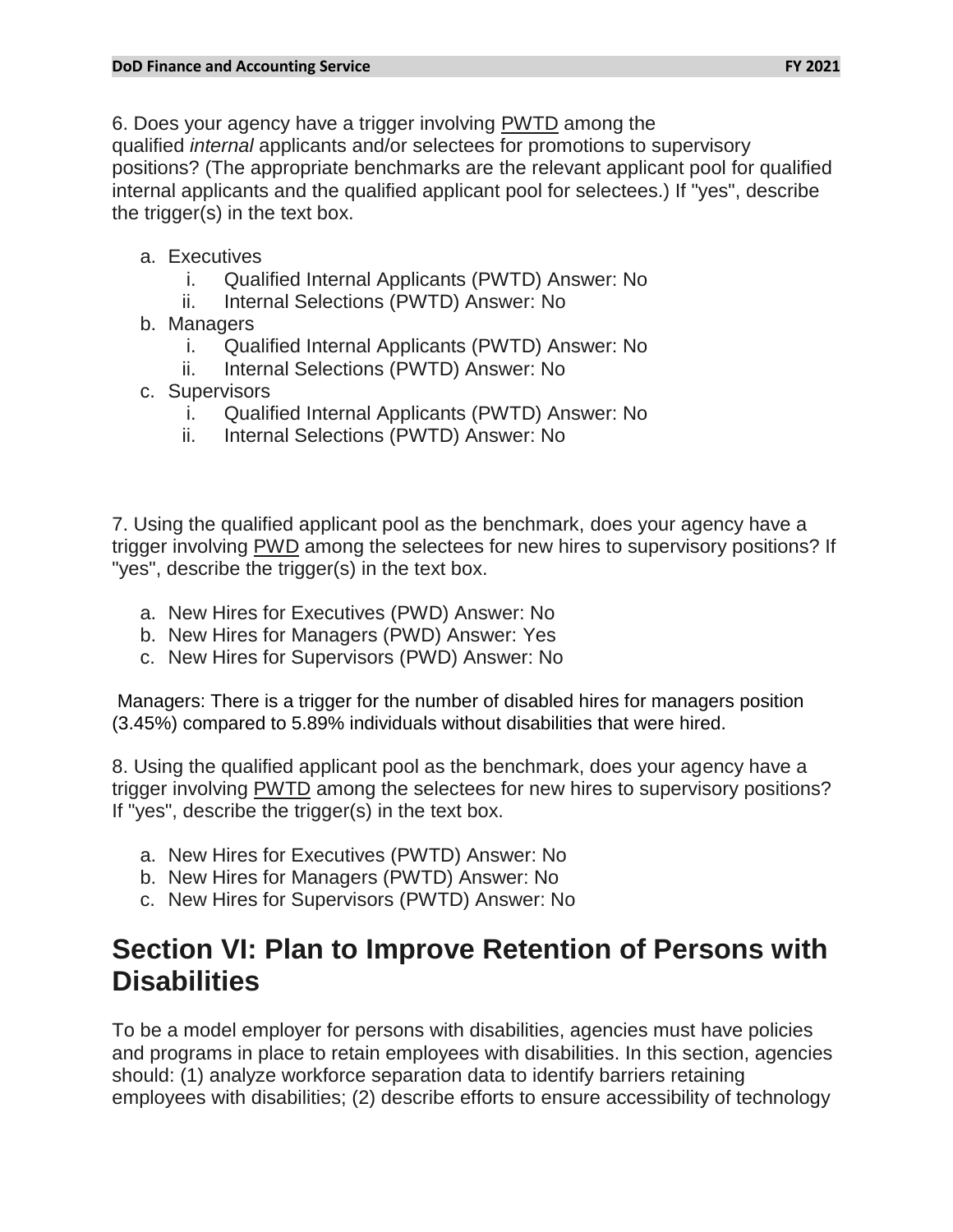6. Does your agency have a trigger involving PWTD among the qualified *internal* applicants and/or selectees for promotions to supervisory positions? (The appropriate benchmarks are the relevant applicant pool for qualified internal applicants and the qualified applicant pool for selectees.) If "yes", describe the trigger(s) in the text box.

a. Executives
   i. Qualified Internal Applicants (PWTD) Answer: No
   ii. Internal Selections (PWTD) Answer: No
b. Managers
   i. Qualified Internal Applicants (PWTD) Answer: No
   ii. Internal Selections (PWTD) Answer: No
c. Supervisors
   i. Qualified Internal Applicants (PWTD) Answer: No
   ii. Internal Selections (PWTD) Answer: No

7. Using the qualified applicant pool as the benchmark, does your agency have a trigger involving PWD among the selectees for new hires to supervisory positions? If "yes", describe the trigger(s) in the text box.

a. New Hires for Executives (PWD) Answer: No
b. New Hires for Managers (PWD) Answer: Yes
c. New Hires for Supervisors (PWD) Answer: No

Managers: There is a trigger for the number of disabled hires for managers position (3.45%) compared to 5.89% individuals without disabilities that were hired.

8. Using the qualified applicant pool as the benchmark, does your agency have a trigger involving PWTD among the selectees for new hires to supervisory positions? If "yes", describe the trigger(s) in the text box.

a. New Hires for Executives (PWTD) Answer: No
b. New Hires for Managers (PWTD) Answer: No
c. New Hires for Supervisors (PWTD) Answer: No

## Section VI: Plan to Improve Retention of Persons with Disabilities

To be a model employer for persons with disabilities, agencies must have policies and programs in place to retain employees with disabilities. In this section, agencies should: (1) analyze workforce separation data to identify barriers retaining employees with disabilities; (2) describe efforts to ensure accessibility of technology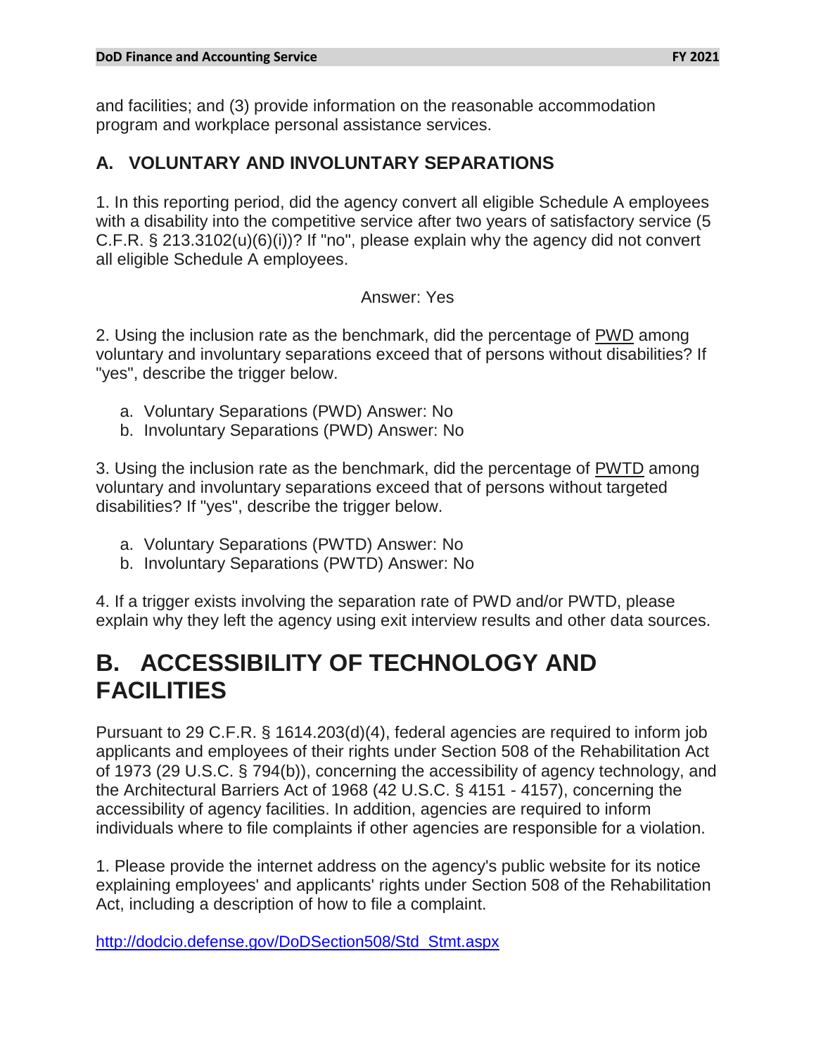and facilities; and (3) provide information on the reasonable accommodation program and workplace personal assistance services.

## A. VOLUNTARY AND INVOLUNTARY SEPARATIONS

1. In this reporting period, did the agency convert all eligible Schedule A employees with a disability into the competitive service after two years of satisfactory service (5 C.F.R. § 213.3102(u)(6)(i))? If "no", please explain why the agency did not convert all eligible Schedule A employees.

Answer: Yes

2. Using the inclusion rate as the benchmark, did the percentage of PWD among voluntary and involuntary separations exceed that of persons without disabilities? If "yes", describe the trigger below.

   a. Voluntary Separations (PWD) Answer: No
   b. Involuntary Separations (PWD) Answer: No

3. Using the inclusion rate as the benchmark, did the percentage of PWTD among voluntary and involuntary separations exceed that of persons without targeted disabilities? If "yes", describe the trigger below.

   a. Voluntary Separations (PWTD) Answer: No
   b. Involuntary Separations (PWTD) Answer: No

4. If a trigger exists involving the separation rate of PWD and/or PWTD, please explain why they left the agency using exit interview results and other data sources.

# B. ACCESSIBILITY OF TECHNOLOGY AND FACILITIES

Pursuant to 29 C.F.R. § 1614.203(d)(4), federal agencies are required to inform job applicants and employees of their rights under Section 508 of the Rehabilitation Act of 1973 (29 U.S.C. § 794(b)), concerning the accessibility of agency technology, and the Architectural Barriers Act of 1968 (42 U.S.C. § 4151 - 4157), concerning the accessibility of agency facilities. In addition, agencies are required to inform individuals where to file complaints if other agencies are responsible for a violation.

1. Please provide the internet address on the agency's public website for its notice explaining employees' and applicants' rights under Section 508 of the Rehabilitation Act, including a description of how to file a complaint.

http://dodcio.defense.gov/DoDSection508/Std_Stmt.aspx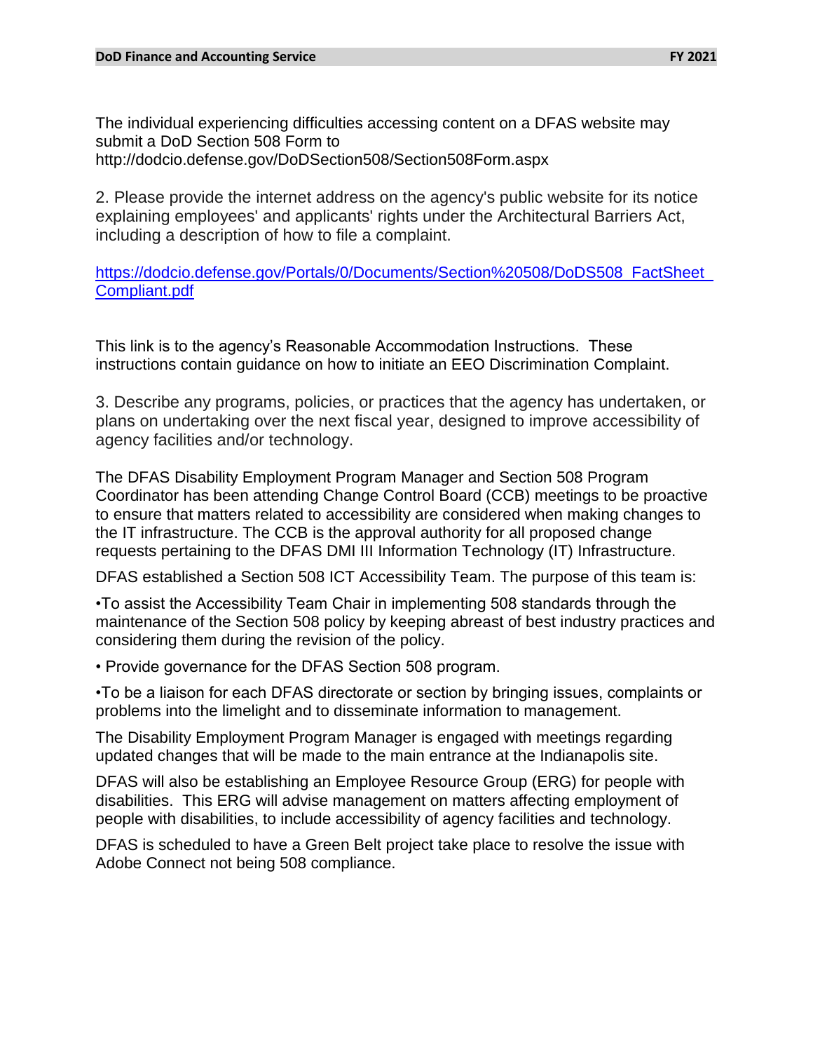The individual experiencing difficulties accessing content on a DFAS website may submit a DoD Section 508 Form to http://dodcio.defense.gov/DoDSection508/Section508Form.aspx

2. Please provide the internet address on the agency's public website for its notice explaining employees' and applicants' rights under the Architectural Barriers Act, including a description of how to file a complaint.

[https://dodcio.defense.gov/Portals/0/Documents/Section%20508/DoDS508_FactSheet_Compliant.pdf](https://dodcio.defense.gov/Portals/0/Documents/Section%20508/DoDS508_FactSheet_Compliant.pdf)

This link is to the agency's Reasonable Accommodation Instructions. These instructions contain guidance on how to initiate an EEO Discrimination Complaint.

3. Describe any programs, policies, or practices that the agency has undertaken, or plans on undertaking over the next fiscal year, designed to improve accessibility of agency facilities and/or technology.

The DFAS Disability Employment Program Manager and Section 508 Program Coordinator has been attending Change Control Board (CCB) meetings to be proactive to ensure that matters related to accessibility are considered when making changes to the IT infrastructure. The CCB is the approval authority for all proposed change requests pertaining to the DFAS DMI III Information Technology (IT) Infrastructure.

DFAS established a Section 508 ICT Accessibility Team. The purpose of this team is:

- To assist the Accessibility Team Chair in implementing 508 standards through the maintenance of the Section 508 policy by keeping abreast of best industry practices and considering them during the revision of the policy.
- Provide governance for the DFAS Section 508 program.
- To be a liaison for each DFAS directorate or section by bringing issues, complaints or problems into the limelight and to disseminate information to management.

The Disability Employment Program Manager is engaged with meetings regarding updated changes that will be made to the main entrance at the Indianapolis site.

DFAS will also be establishing an Employee Resource Group (ERG) for people with disabilities. This ERG will advise management on matters affecting employment of people with disabilities, to include accessibility of agency facilities and technology.

DFAS is scheduled to have a Green Belt project take place to resolve the issue with Adobe Connect not being 508 compliance.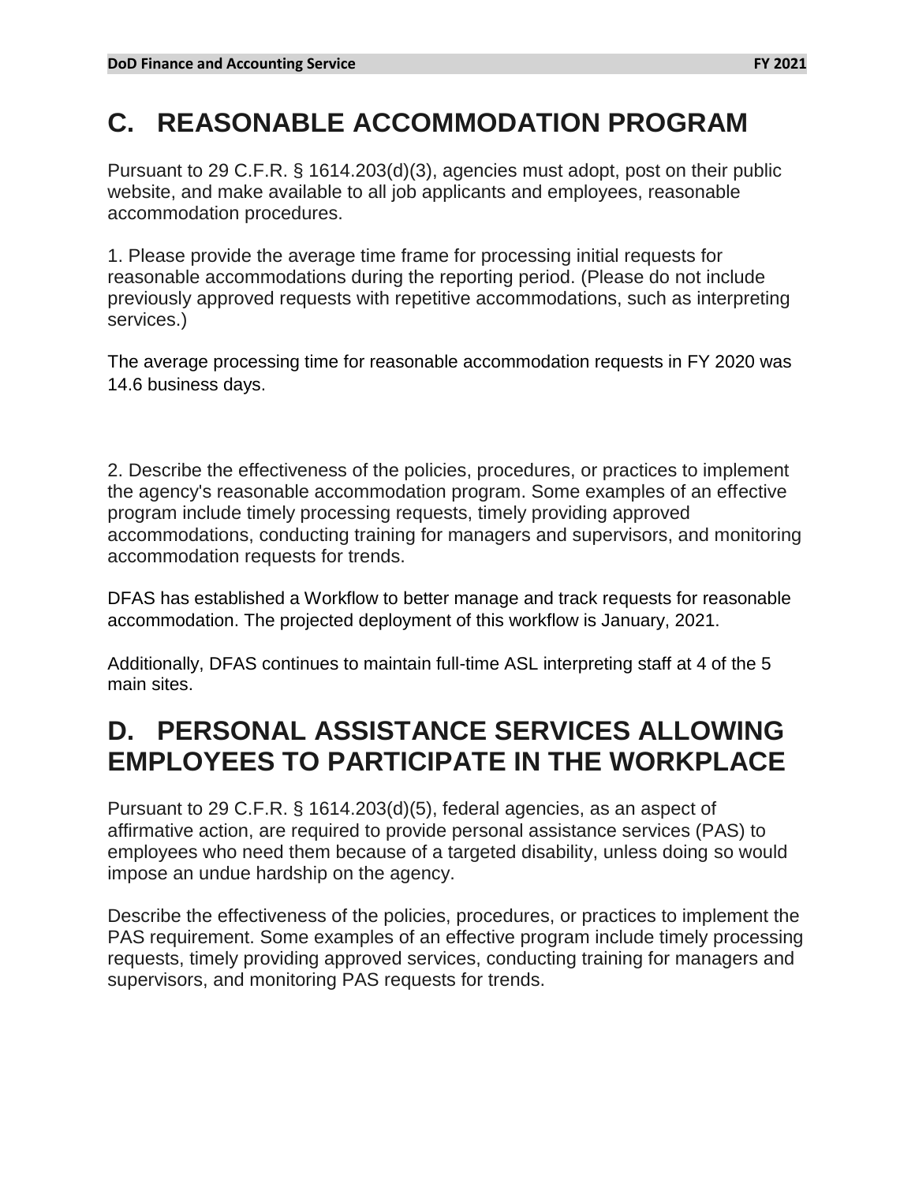## C. REASONABLE ACCOMMODATION PROGRAM

Pursuant to 29 C.F.R. § 1614.203(d)(3), agencies must adopt, post on their public website, and make available to all job applicants and employees, reasonable accommodation procedures.

1. Please provide the average time frame for processing initial requests for reasonable accommodations during the reporting period. (Please do not include previously approved requests with repetitive accommodations, such as interpreting services.)

The average processing time for reasonable accommodation requests in FY 2020 was 14.6 business days.

2. Describe the effectiveness of the policies, procedures, or practices to implement the agency's reasonable accommodation program. Some examples of an effective program include timely processing requests, timely providing approved accommodations, conducting training for managers and supervisors, and monitoring accommodation requests for trends.

DFAS has established a Workflow to better manage and track requests for reasonable accommodation. The projected deployment of this workflow is January, 2021.

Additionally, DFAS continues to maintain full-time ASL interpreting staff at 4 of the 5 main sites.

## D. PERSONAL ASSISTANCE SERVICES ALLOWING EMPLOYEES TO PARTICIPATE IN THE WORKPLACE

Pursuant to 29 C.F.R. § 1614.203(d)(5), federal agencies, as an aspect of affirmative action, are required to provide personal assistance services (PAS) to employees who need them because of a targeted disability, unless doing so would impose an undue hardship on the agency.

Describe the effectiveness of the policies, procedures, or practices to implement the PAS requirement. Some examples of an effective program include timely processing requests, timely providing approved services, conducting training for managers and supervisors, and monitoring PAS requests for trends.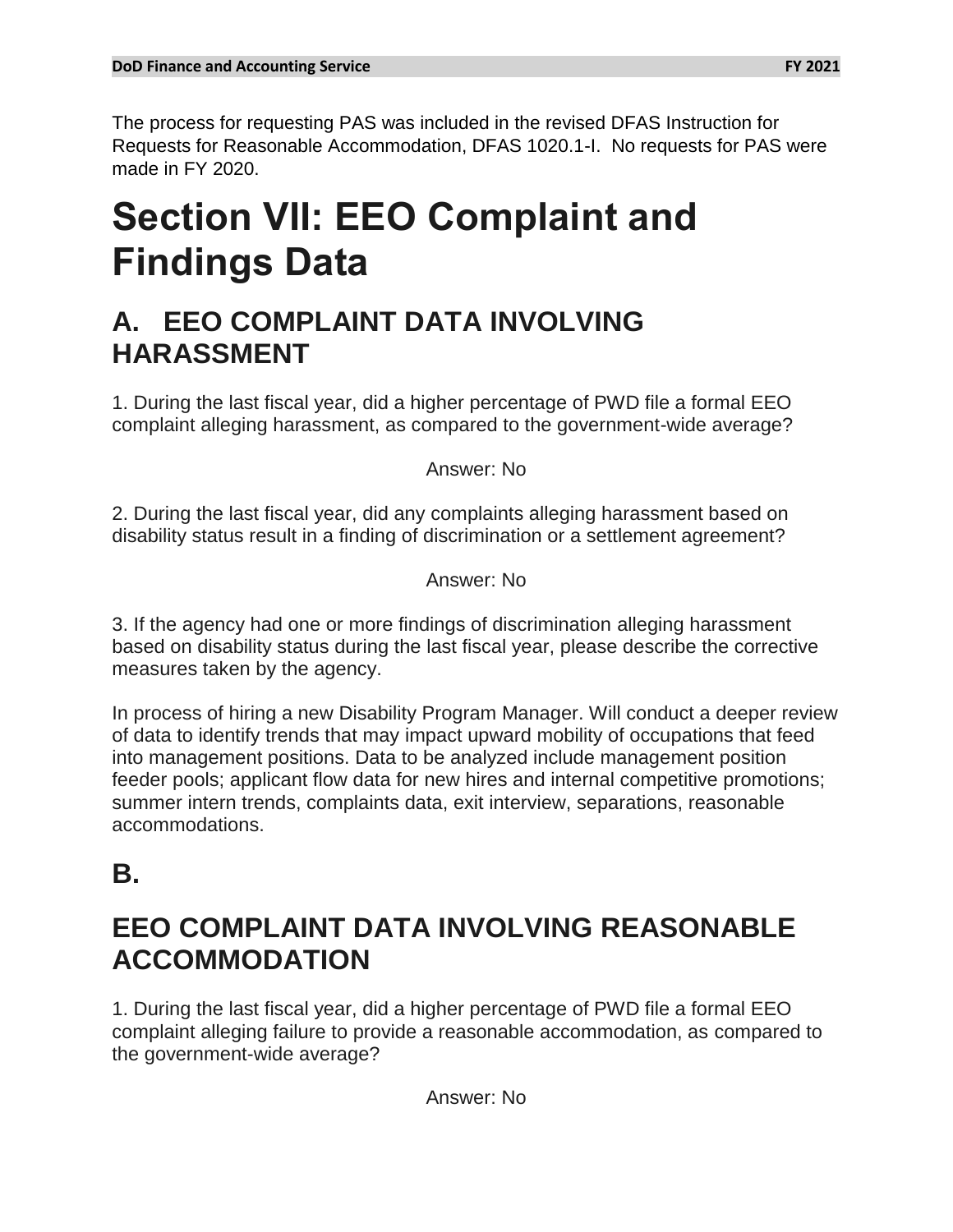The process for requesting PAS was included in the revised DFAS Instruction for Requests for Reasonable Accommodation, DFAS 1020.1-I. No requests for PAS were made in FY 2020.

# Section VII: EEO Complaint and Findings Data

## A. EEO COMPLAINT DATA INVOLVING HARASSMENT

1. During the last fiscal year, did a higher percentage of PWD file a formal EEO complaint alleging harassment, as compared to the government-wide average?

Answer: No

2. During the last fiscal year, did any complaints alleging harassment based on disability status result in a finding of discrimination or a settlement agreement?

Answer: No

3. If the agency had one or more findings of discrimination alleging harassment based on disability status during the last fiscal year, please describe the corrective measures taken by the agency.

In process of hiring a new Disability Program Manager. Will conduct a deeper review of data to identify trends that may impact upward mobility of occupations that feed into management positions. Data to be analyzed include management position feeder pools; applicant flow data for new hires and internal competitive promotions; summer intern trends, complaints data, exit interview, separations, reasonable accommodations.

## B.

## EEO COMPLAINT DATA INVOLVING REASONABLE ACCOMMODATION

1. During the last fiscal year, did a higher percentage of PWD file a formal EEO complaint alleging failure to provide a reasonable accommodation, as compared to the government-wide average?

Answer: No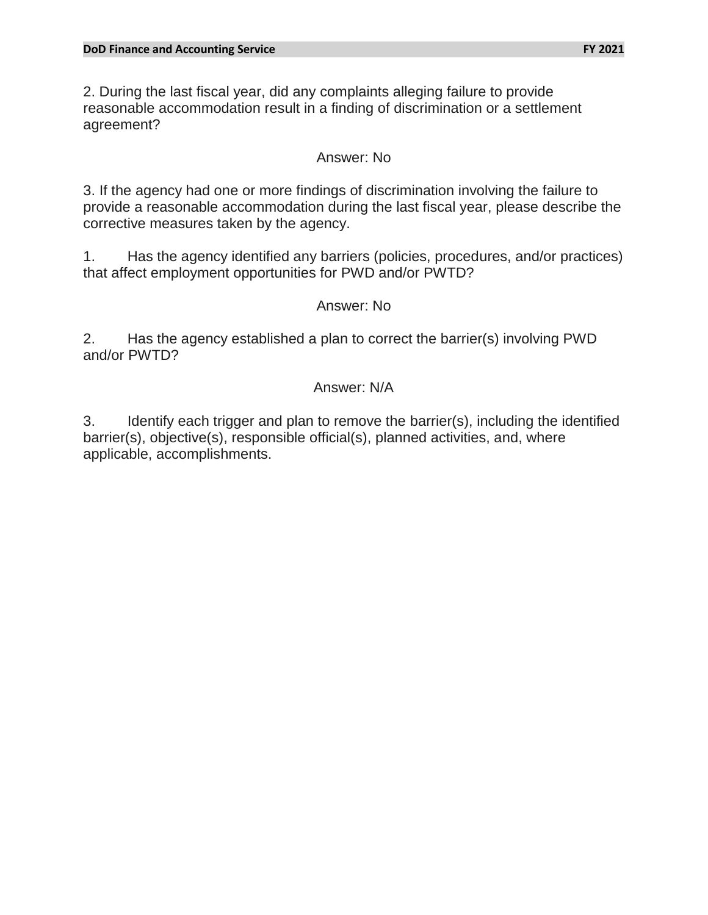2. During the last fiscal year, did any complaints alleging failure to provide reasonable accommodation result in a finding of discrimination or a settlement agreement?

Answer: No

3. If the agency had one or more findings of discrimination involving the failure to provide a reasonable accommodation during the last fiscal year, please describe the corrective measures taken by the agency.

1. Has the agency identified any barriers (policies, procedures, and/or practices) that affect employment opportunities for PWD and/or PWTD?

Answer: No

2. Has the agency established a plan to correct the barrier(s) involving PWD and/or PWTD?

Answer: N/A

3. Identify each trigger and plan to remove the barrier(s), including the identified barrier(s), objective(s), responsible official(s), planned activities, and, where applicable, accomplishments.